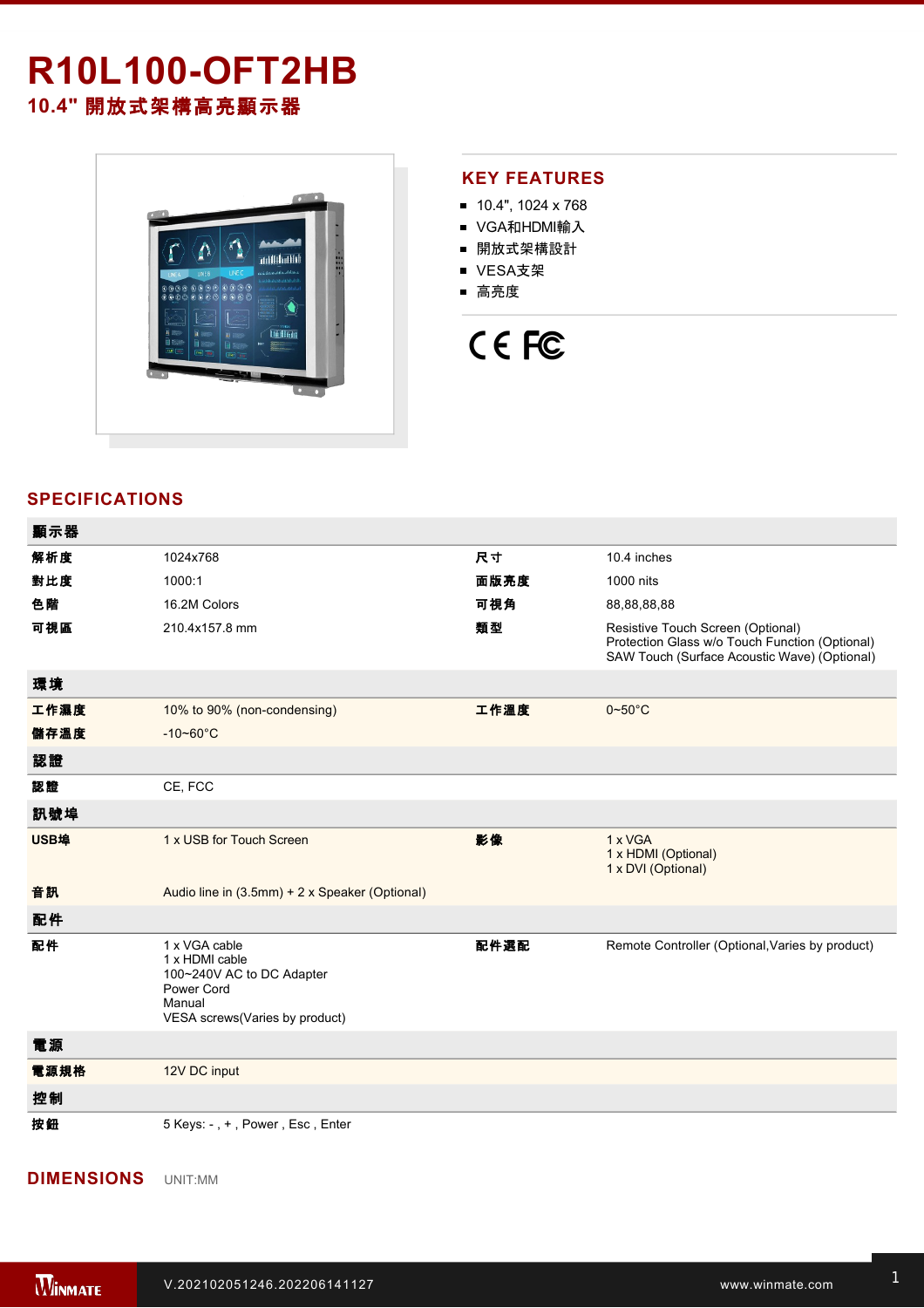# R10L100-OFT2HB

## 10.4" 開放式架構高亮顯示器

## KEY FEATURES

- 10.4", 1024 x 768
- VGA和HDMI輸入
- 開放式架構設計
- VESA支架
- 高亮度

## SPECIFICATIONS

| 顯示器 | | | |
|---|---|---|---|
| 解析度 | 1024x768 | 尺寸 | 10.4 inches |
| 對比度 | 1000:1 | 面版亮度 | 1000 nits |
| 色階 | 16.2M Colors | 可視角 | 88,88,88,88 |
| 可視區 | 210.4x157.8 mm | 類型 | Resistive Touch Screen (Optional)<br>Protection Glass w/o Touch Function (Optional)<br>SAW Touch (Surface Acoustic Wave) (Optional) |
| **環境** | | | |
| 工作濕度 | 10% to 90% (non-condensing) | 工作溫度 | 0~50°C |
| 儲存溫度 | -10~60°C | | |
| **認證** | | | |
| 認證 | CE, FCC | | |
| **訊號埠** | | | |
| USB埠 | 1 x USB for Touch Screen | 影像 | 1 x VGA<br>1 x HDMI (Optional)<br>1 x DVI (Optional) |
| 音訊 | Audio line in (3.5mm) + 2 x Speaker (Optional) | | |
| **配件** | | | |
| 配件 | 1 x VGA cable<br>1 x HDMI cable<br>100~240V AC to DC Adapter<br>Power Cord<br>Manual<br>VESA screws(Varies by product) | 配件選配 | Remote Controller (Optional,Varies by product) |
| **電源** | | | |
| 電源規格 | 12V DC input | | |
| **控制** | | | |
| 按鈕 | 5 Keys: - , + , Power , Esc , Enter | | |

## DIMENSIONS

UNIT:MM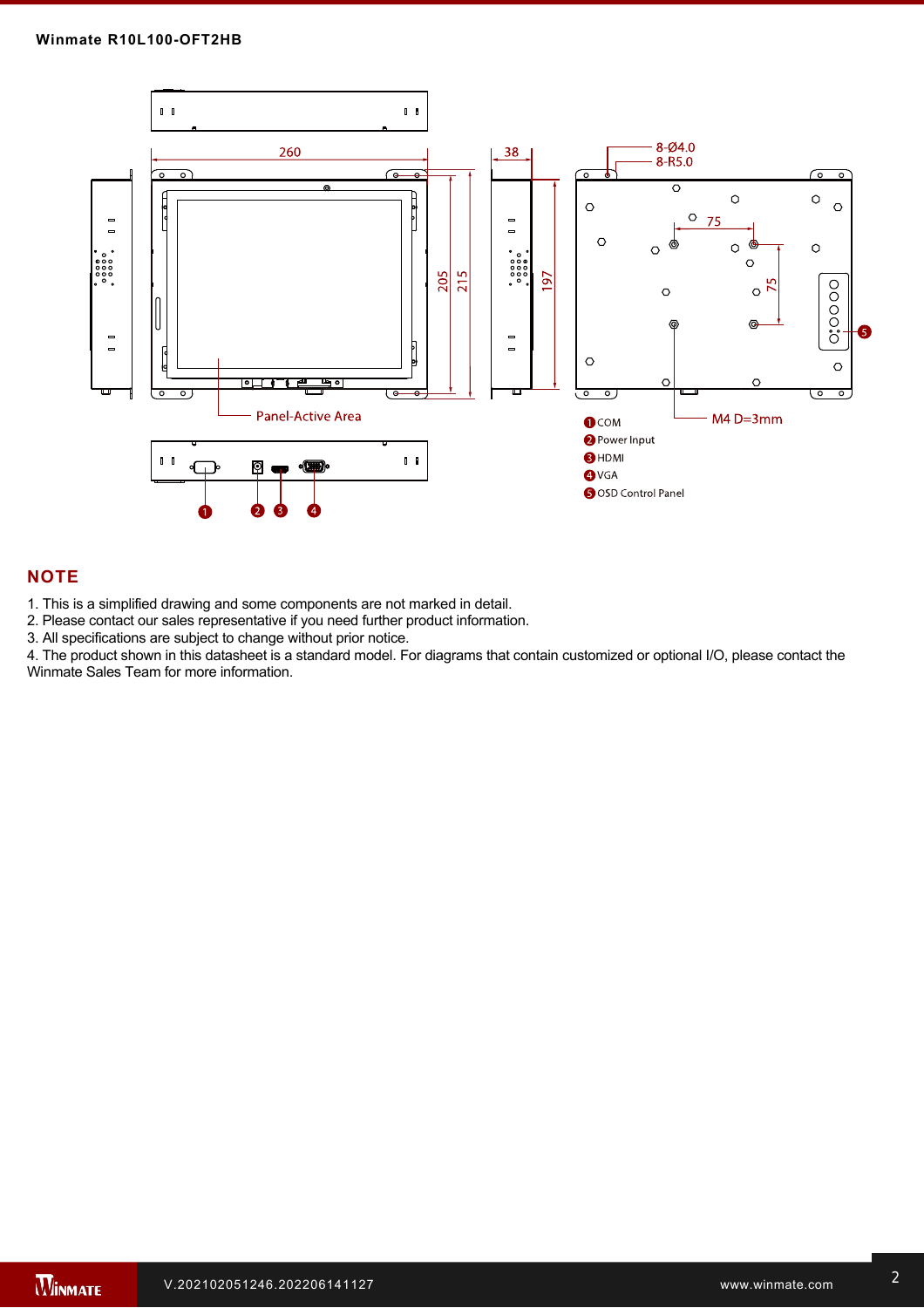Winmate R10L100-OFT2HB

260

38

8-Ø4.0
8-R5.0

205

215

197

75

75

Panel-Active Area

M4 D=3mm

1 COM
2 Power Input
3 HDMI
4 VGA
5 OSD Control Panel

## NOTE

1. This is a simplified drawing and some components are not marked in detail.
2. Please contact our sales representative if you need further product information.
3. All specifications are subject to change without prior notice.
4. The product shown in this datasheet is a standard model. For diagrams that contain customized or optional I/O, please contact the Winmate Sales Team for more information.